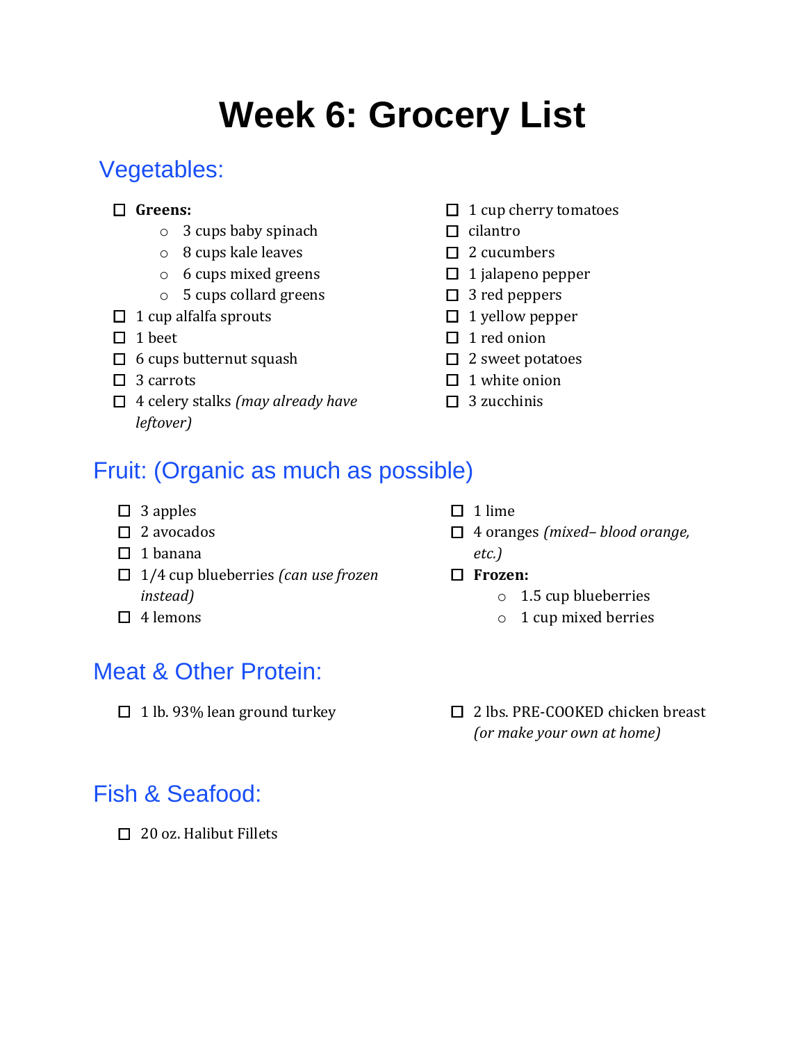# Week 6: Grocery List

## Vegetables:

- [ ] **Greens:**
    - 3 cups baby spinach
    - 8 cups kale leaves
    - 6 cups mixed greens
    - 5 cups collard greens
- [ ] 1 cup alfalfa sprouts
- [ ] 1 beet
- [ ] 6 cups butternut squash
- [ ] 3 carrots
- [ ] 4 celery stalks *(may already have leftover)*
- [ ] 1 cup cherry tomatoes
- [ ] cilantro
- [ ] 2 cucumbers
- [ ] 1 jalapeno pepper
- [ ] 3 red peppers
- [ ] 1 yellow pepper
- [ ] 1 red onion
- [ ] 2 sweet potatoes
- [ ] 1 white onion
- [ ] 3 zucchinis

## Fruit: (Organic as much as possible)

- [ ] 3 apples
- [ ] 2 avocados
- [ ] 1 banana
- [ ] 1/4 cup blueberries *(can use frozen instead)*
- [ ] 4 lemons
- [ ] 1 lime
- [ ] 4 oranges *(mixed– blood orange, etc.)*
- [ ] **Frozen:**
    - 1.5 cup blueberries
    - 1 cup mixed berries

## Meat & Other Protein:

- [ ] 1 lb. 93% lean ground turkey
- [ ] 2 lbs. PRE-COOKED chicken breast *(or make your own at home)*

## Fish & Seafood:

- [ ] 20 oz. Halibut Fillets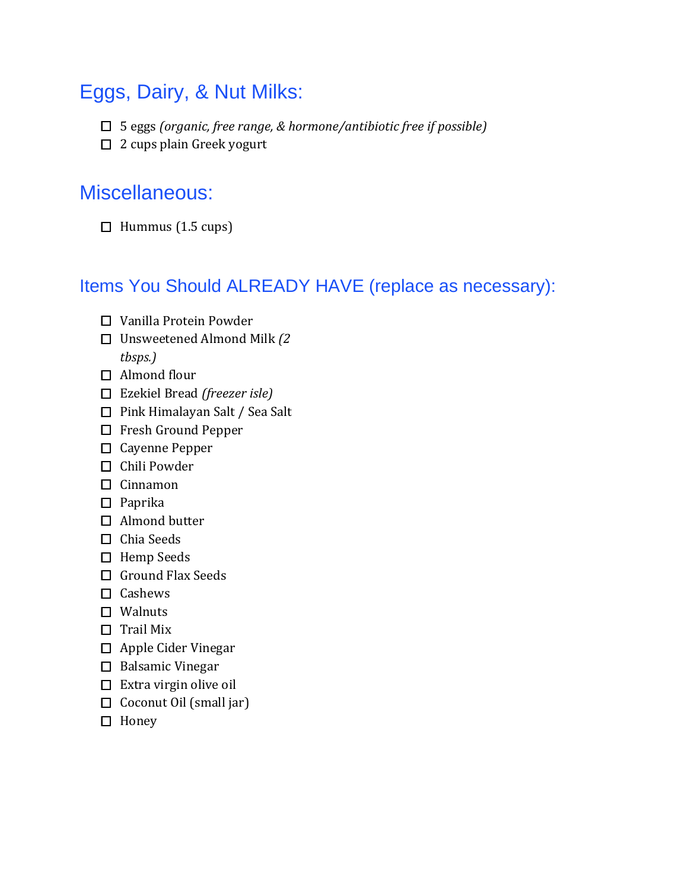## Eggs, Dairy, & Nut Milks:

- [ ] 5 eggs *(organic, free range, & hormone/antibiotic free if possible)*
- [ ] 2 cups plain Greek yogurt

## Miscellaneous:

- [ ] Hummus (1.5 cups)

## Items You Should ALREADY HAVE (replace as necessary):

- [ ] Vanilla Protein Powder
- [ ] Unsweetened Almond Milk *(2 tbsps.)*
- [ ] Almond flour
- [ ] Ezekiel Bread *(freezer isle)*
- [ ] Pink Himalayan Salt / Sea Salt
- [ ] Fresh Ground Pepper
- [ ] Cayenne Pepper
- [ ] Chili Powder
- [ ] Cinnamon
- [ ] Paprika
- [ ] Almond butter
- [ ] Chia Seeds
- [ ] Hemp Seeds
- [ ] Ground Flax Seeds
- [ ] Cashews
- [ ] Walnuts
- [ ] Trail Mix
- [ ] Apple Cider Vinegar
- [ ] Balsamic Vinegar
- [ ] Extra virgin olive oil
- [ ] Coconut Oil (small jar)
- [ ] Honey